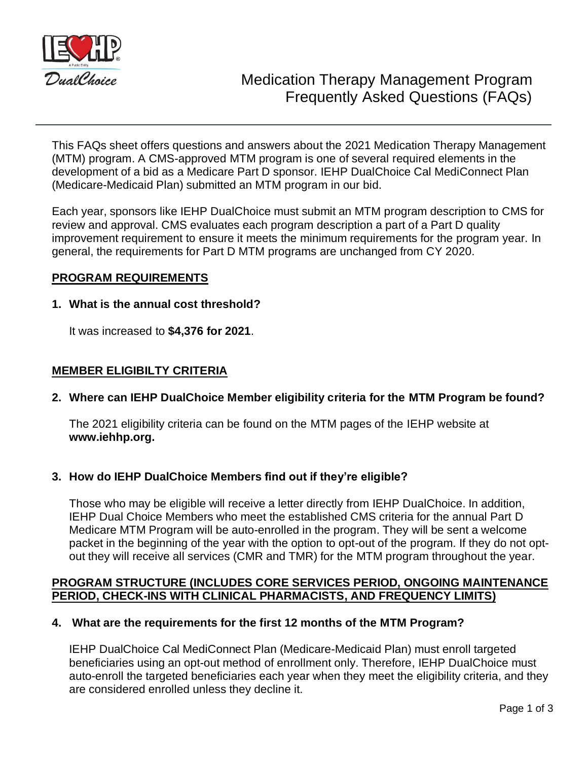# Medication Therapy Management Program Frequently Asked Questions (FAQs)

This FAQs sheet offers questions and answers about the 2021 Medication Therapy Management (MTM) program. A CMS-approved MTM program is one of several required elements in the development of a bid as a Medicare Part D sponsor. IEHP DualChoice Cal MediConnect Plan (Medicare-Medicaid Plan) submitted an MTM program in our bid.

Each year, sponsors like IEHP DualChoice must submit an MTM program description to CMS for review and approval. CMS evaluates each program description a part of a Part D quality improvement requirement to ensure it meets the minimum requirements for the program year. In general, the requirements for Part D MTM programs are unchanged from CY 2020.

## PROGRAM REQUIREMENTS

**1. What is the annual cost threshold?**

It was increased to **$4,376 for 2021**.

## MEMBER ELIGIBILTY CRITERIA

**2. Where can IEHP DualChoice Member eligibility criteria for the MTM Program be found?**

The 2021 eligibility criteria can be found on the MTM pages of the IEHP website at **www.iehhp.org.**

**3. How do IEHP DualChoice Members find out if they're eligible?**

Those who may be eligible will receive a letter directly from IEHP DualChoice. In addition, IEHP Dual Choice Members who meet the established CMS criteria for the annual Part D Medicare MTM Program will be auto-enrolled in the program. They will be sent a welcome packet in the beginning of the year with the option to opt-out of the program. If they do not opt-out they will receive all services (CMR and TMR) for the MTM program throughout the year.

## PROGRAM STRUCTURE (INCLUDES CORE SERVICES PERIOD, ONGOING MAINTENANCE PERIOD, CHECK-INS WITH CLINICAL PHARMACISTS, AND FREQUENCY LIMITS)

**4. What are the requirements for the first 12 months of the MTM Program?**

IEHP DualChoice Cal MediConnect Plan (Medicare-Medicaid Plan) must enroll targeted beneficiaries using an opt-out method of enrollment only. Therefore, IEHP DualChoice must auto-enroll the targeted beneficiaries each year when they meet the eligibility criteria, and they are considered enrolled unless they decline it.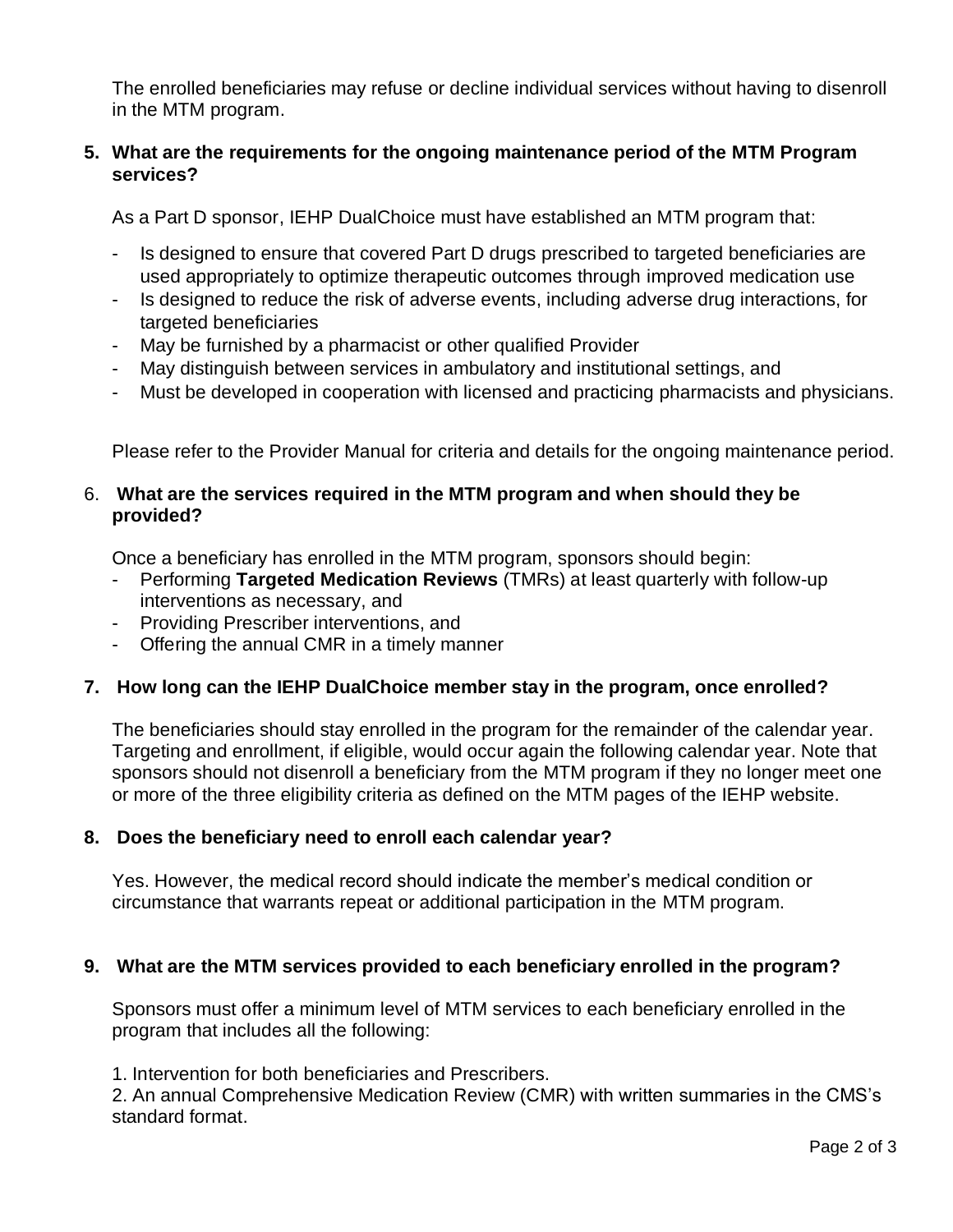The enrolled beneficiaries may refuse or decline individual services without having to disenroll in the MTM program.

**5. What are the requirements for the ongoing maintenance period of the MTM Program services?**

As a Part D sponsor, IEHP DualChoice must have established an MTM program that:

- Is designed to ensure that covered Part D drugs prescribed to targeted beneficiaries are used appropriately to optimize therapeutic outcomes through improved medication use
- Is designed to reduce the risk of adverse events, including adverse drug interactions, for targeted beneficiaries
- May be furnished by a pharmacist or other qualified Provider
- May distinguish between services in ambulatory and institutional settings, and
- Must be developed in cooperation with licensed and practicing pharmacists and physicians.

Please refer to the Provider Manual for criteria and details for the ongoing maintenance period.

6. **What are the services required in the MTM program and when should they be provided?**

Once a beneficiary has enrolled in the MTM program, sponsors should begin:

- Performing **Targeted Medication Reviews** (TMRs) at least quarterly with follow-up interventions as necessary, and
- Providing Prescriber interventions, and
- Offering the annual CMR in a timely manner

**7. How long can the IEHP DualChoice member stay in the program, once enrolled?**

The beneficiaries should stay enrolled in the program for the remainder of the calendar year. Targeting and enrollment, if eligible, would occur again the following calendar year. Note that sponsors should not disenroll a beneficiary from the MTM program if they no longer meet one or more of the three eligibility criteria as defined on the MTM pages of the IEHP website.

**8. Does the beneficiary need to enroll each calendar year?**

Yes. However, the medical record should indicate the member's medical condition or circumstance that warrants repeat or additional participation in the MTM program.

**9. What are the MTM services provided to each beneficiary enrolled in the program?**

Sponsors must offer a minimum level of MTM services to each beneficiary enrolled in the program that includes all the following:

1. Intervention for both beneficiaries and Prescribers.
2. An annual Comprehensive Medication Review (CMR) with written summaries in the CMS's standard format.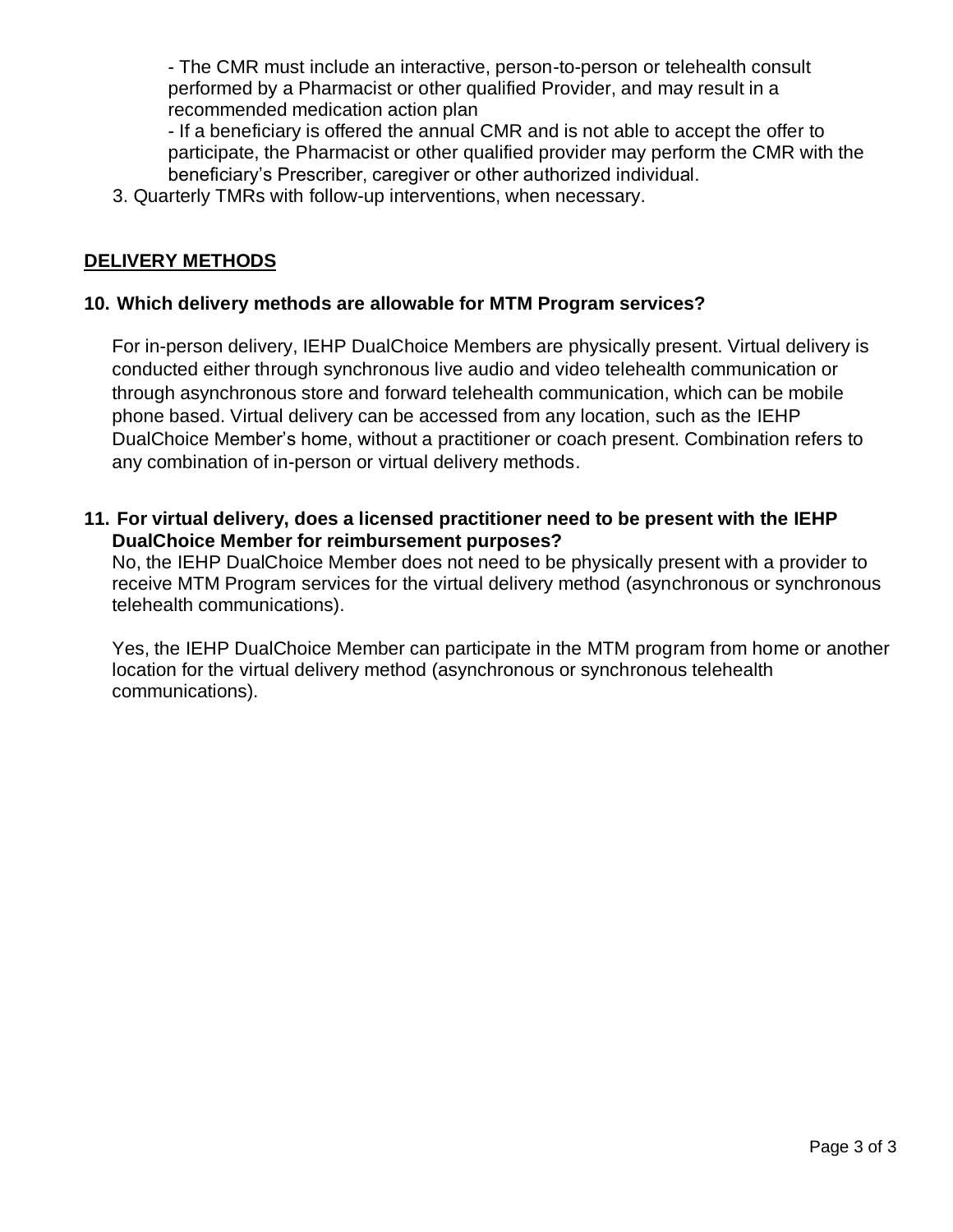- The CMR must include an interactive, person-to-person or telehealth consult performed by a Pharmacist or other qualified Provider, and may result in a recommended medication action plan
- If a beneficiary is offered the annual CMR and is not able to accept the offer to participate, the Pharmacist or other qualified provider may perform the CMR with the beneficiary's Prescriber, caregiver or other authorized individual.

3. Quarterly TMRs with follow-up interventions, when necessary.

## DELIVERY METHODS

**10. Which delivery methods are allowable for MTM Program services?**

For in-person delivery, IEHP DualChoice Members are physically present. Virtual delivery is conducted either through synchronous live audio and video telehealth communication or through asynchronous store and forward telehealth communication, which can be mobile phone based. Virtual delivery can be accessed from any location, such as the IEHP DualChoice Member's home, without a practitioner or coach present. Combination refers to any combination of in-person or virtual delivery methods.

**11. For virtual delivery, does a licensed practitioner need to be present with the IEHP DualChoice Member for reimbursement purposes?**

No, the IEHP DualChoice Member does not need to be physically present with a provider to receive MTM Program services for the virtual delivery method (asynchronous or synchronous telehealth communications).

Yes, the IEHP DualChoice Member can participate in the MTM program from home or another location for the virtual delivery method (asynchronous or synchronous telehealth communications).